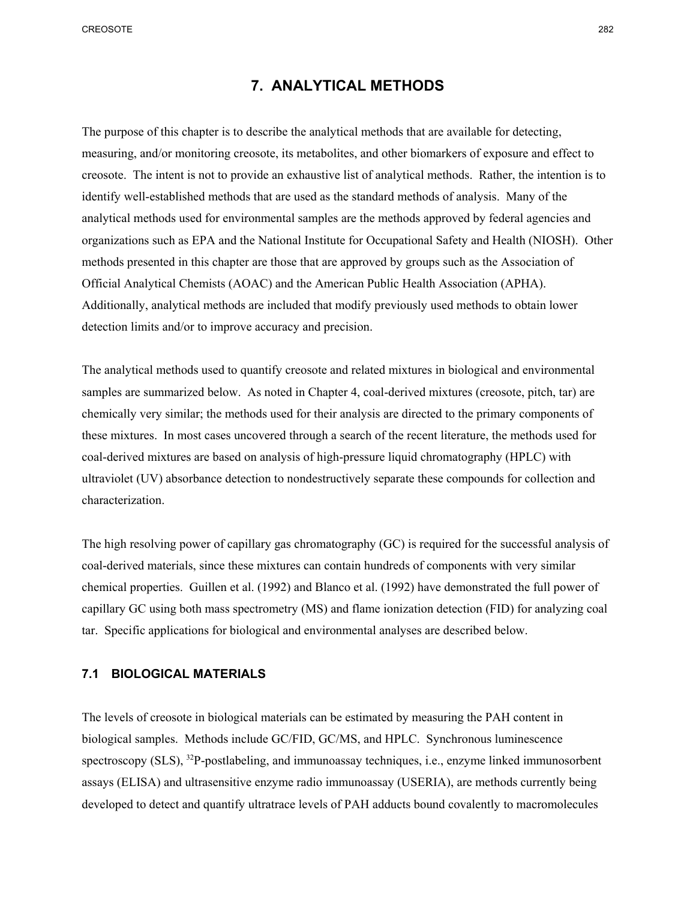# 7. ANALYTICAL METHODS

The purpose of this chapter is to describe the analytical methods that are available for detecting, measuring, and/or monitoring creosote, its metabolites, and other biomarkers of exposure and effect to creosote. The intent is not to provide an exhaustive list of analytical methods. Rather, the intention is to identify well-established methods that are used as the standard methods of analysis. Many of the analytical methods used for environmental samples are the methods approved by federal agencies and organizations such as EPA and the National Institute for Occupational Safety and Health (NIOSH). Other methods presented in this chapter are those that are approved by groups such as the Association of Official Analytical Chemists (AOAC) and the American Public Health Association (APHA). Additionally, analytical methods are included that modify previously used methods to obtain lower detection limits and/or to improve accuracy and precision.

The analytical methods used to quantify creosote and related mixtures in biological and environmental samples are summarized below. As noted in Chapter 4, coal-derived mixtures (creosote, pitch, tar) are chemically very similar; the methods used for their analysis are directed to the primary components of these mixtures. In most cases uncovered through a search of the recent literature, the methods used for coal-derived mixtures are based on analysis of high-pressure liquid chromatography (HPLC) with ultraviolet (UV) absorbance detection to nondestructively separate these compounds for collection and characterization.

The high resolving power of capillary gas chromatography (GC) is required for the successful analysis of coal-derived materials, since these mixtures can contain hundreds of components with very similar chemical properties. Guillen et al. (1992) and Blanco et al. (1992) have demonstrated the full power of capillary GC using both mass spectrometry (MS) and flame ionization detection (FID) for analyzing coal tar. Specific applications for biological and environmental analyses are described below.

## 7.1 BIOLOGICAL MATERIALS

The levels of creosote in biological materials can be estimated by measuring the PAH content in biological samples. Methods include GC/FID, GC/MS, and HPLC. Synchronous luminescence spectroscopy (SLS), $^{32}$P-postlabeling, and immunoassay techniques, i.e., enzyme linked immunosorbent assays (ELISA) and ultrasensitive enzyme radio immunoassay (USERIA), are methods currently being developed to detect and quantify ultratrace levels of PAH adducts bound covalently to macromolecules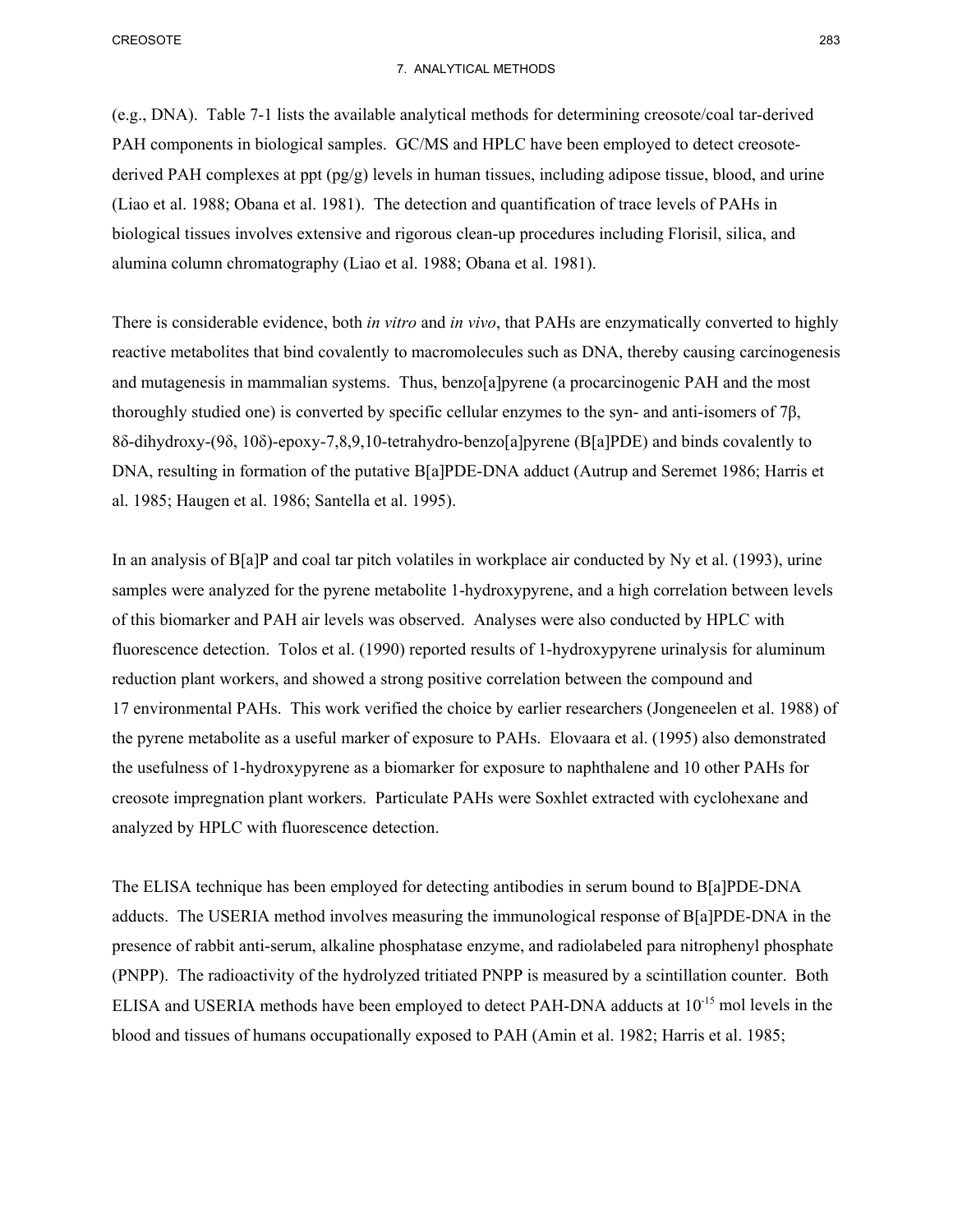(e.g., DNA). Table 7-1 lists the available analytical methods for determining creosote/coal tar-derived PAH components in biological samples. GC/MS and HPLC have been employed to detect creosote-derived PAH complexes at ppt (pg/g) levels in human tissues, including adipose tissue, blood, and urine (Liao et al. 1988; Obana et al. 1981). The detection and quantification of trace levels of PAHs in biological tissues involves extensive and rigorous clean-up procedures including Florisil, silica, and alumina column chromatography (Liao et al. 1988; Obana et al. 1981).

There is considerable evidence, both *in vitro* and *in vivo*, that PAHs are enzymatically converted to highly reactive metabolites that bind covalently to macromolecules such as DNA, thereby causing carcinogenesis and mutagenesis in mammalian systems. Thus, benzo[a]pyrene (a procarcinogenic PAH and the most thoroughly studied one) is converted by specific cellular enzymes to the syn- and anti-isomers of 7β, 8δ-dihydroxy-(9δ, 10δ)-epoxy-7,8,9,10-tetrahydro-benzo[a]pyrene (B[a]PDE) and binds covalently to DNA, resulting in formation of the putative B[a]PDE-DNA adduct (Autrup and Seremet 1986; Harris et al. 1985; Haugen et al. 1986; Santella et al. 1995).

In an analysis of B[a]P and coal tar pitch volatiles in workplace air conducted by Ny et al. (1993), urine samples were analyzed for the pyrene metabolite 1-hydroxypyrene, and a high correlation between levels of this biomarker and PAH air levels was observed. Analyses were also conducted by HPLC with fluorescence detection. Tolos et al. (1990) reported results of 1-hydroxypyrene urinalysis for aluminum reduction plant workers, and showed a strong positive correlation between the compound and 17 environmental PAHs. This work verified the choice by earlier researchers (Jongeneelen et al. 1988) of the pyrene metabolite as a useful marker of exposure to PAHs. Elovaara et al. (1995) also demonstrated the usefulness of 1-hydroxypyrene as a biomarker for exposure to naphthalene and 10 other PAHs for creosote impregnation plant workers. Particulate PAHs were Soxhlet extracted with cyclohexane and analyzed by HPLC with fluorescence detection.

The ELISA technique has been employed for detecting antibodies in serum bound to B[a]PDE-DNA adducts. The USERIA method involves measuring the immunological response of B[a]PDE-DNA in the presence of rabbit anti-serum, alkaline phosphatase enzyme, and radiolabeled para nitrophenyl phosphate (PNPP). The radioactivity of the hydrolyzed tritiated PNPP is measured by a scintillation counter. Both ELISA and USERIA methods have been employed to detect PAH-DNA adducts at $10^{-15}$ mol levels in the blood and tissues of humans occupationally exposed to PAH (Amin et al. 1982; Harris et al. 1985;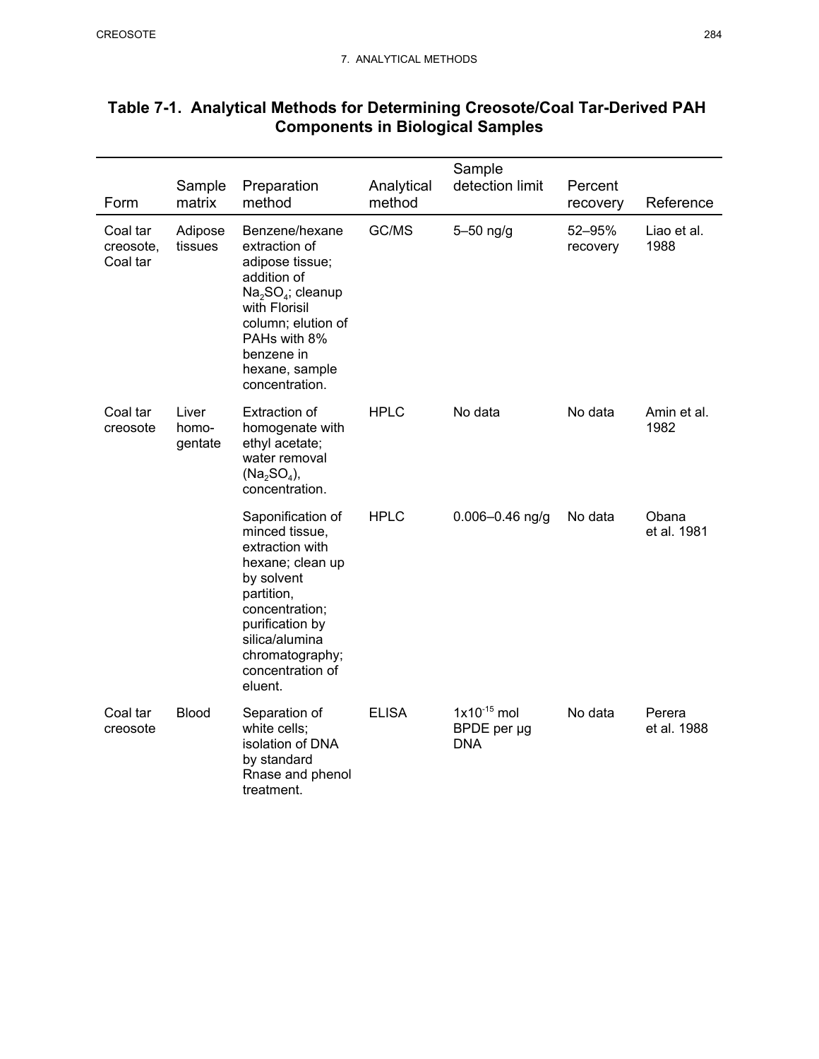## Table 7-1. Analytical Methods for Determining Creosote/Coal Tar-Derived PAH Components in Biological Samples

| Form | Sample matrix | Preparation method | Analytical method | Sample detection limit | Percent recovery | Reference |
|---|---|---|---|---|---|---|
| Coal tar creosote, Coal tar | Adipose tissues | Benzene/hexane extraction of adipose tissue; addition of $Na_2SO_4$; cleanup with Florisil column; elution of PAHs with 8% benzene in hexane, sample concentration. | GC/MS | 5–50 ng/g | 52–95% recovery | Liao et al. 1988 |
| Coal tar creosote | Liver homo-gentate | Extraction of homogenate with ethyl acetate; water removal ($Na_2SO_4$), concentration. | HPLC | No data | No data | Amin et al. 1982 |
| | | Saponification of minced tissue, extraction with hexane; clean up by solvent partition, concentration; purification by silica/alumina chromatography; concentration of eluent. | HPLC | 0.006–0.46 ng/g | No data | Obana et al. 1981 |
| Coal tar creosote | Blood | Separation of white cells; isolation of DNA by standard Rnase and phenol treatment. | ELISA | $1x10^{-15}$ mol BPDE per µg DNA | No data | Perera et al. 1988 |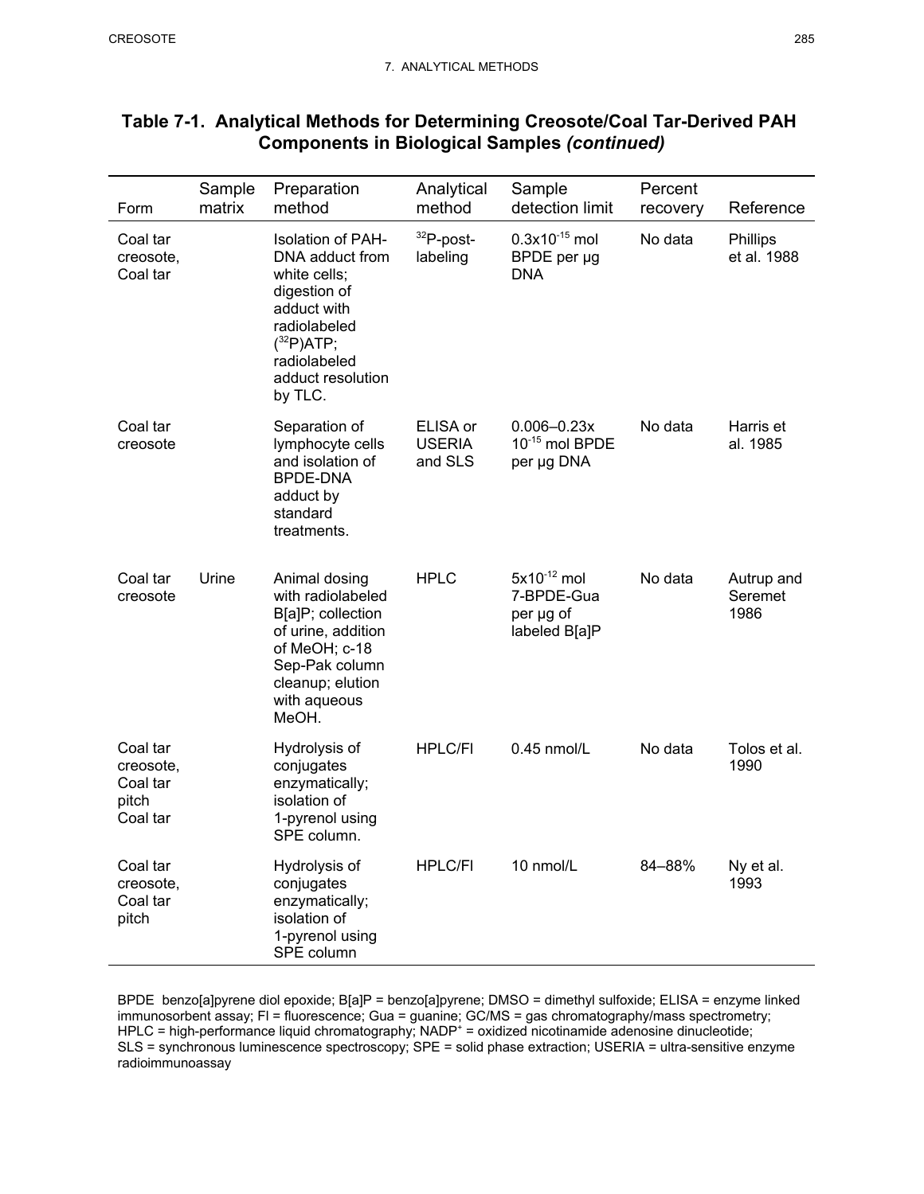## Table 7-1. Analytical Methods for Determining Creosote/Coal Tar-Derived PAH Components in Biological Samples *(continued)*

| Form | Sample matrix | Preparation method | Analytical method | Sample detection limit | Percent recovery | Reference |
|---|---|---|---|---|---|---|
| Coal tar creosote, Coal tar | | Isolation of PAH-DNA adduct from white cells; digestion of adduct with radiolabeled ($^{32}$P)ATP; radiolabeled adduct resolution by TLC. | $^{32}$P-post-labeling | $0.3\times10^{-15}$ mol BPDE per µg DNA | No data | Phillips et al. 1988 |
| Coal tar creosote | | Separation of lymphocyte cells and isolation of BPDE-DNA adduct by standard treatments. | ELISA or USERIA and SLS | 0.006–0.23x $10^{-15}$ mol BPDE per µg DNA | No data | Harris et al. 1985 |
| Coal tar creosote | Urine | Animal dosing with radiolabeled B[a]P; collection of urine, addition of MeOH; c-18 Sep-Pak column cleanup; elution with aqueous MeOH. | HPLC | $5\times10^{-12}$ mol 7-BPDE-Gua per µg of labeled B[a]P | No data | Autrup and Seremet 1986 |
| Coal tar creosote, Coal tar pitch Coal tar | | Hydrolysis of conjugates enzymatically; isolation of 1-pyrenol using SPE column. | HPLC/Fl | 0.45 nmol/L | No data | Tolos et al. 1990 |
| Coal tar creosote, Coal tar pitch | | Hydrolysis of conjugates enzymatically; isolation of 1-pyrenol using SPE column | HPLC/Fl | 10 nmol/L | 84–88% | Ny et al. 1993 |

BPDE benzo[a]pyrene diol epoxide; B[a]P = benzo[a]pyrene; DMSO = dimethyl sulfoxide; ELISA = enzyme linked immunosorbent assay; Fl = fluorescence; Gua = guanine; GC/MS = gas chromatography/mass spectrometry; HPLC = high-performance liquid chromatography; $NADP^+$ = oxidized nicotinamide adenosine dinucleotide; SLS = synchronous luminescence spectroscopy; SPE = solid phase extraction; USERIA = ultra-sensitive enzyme radioimmunoassay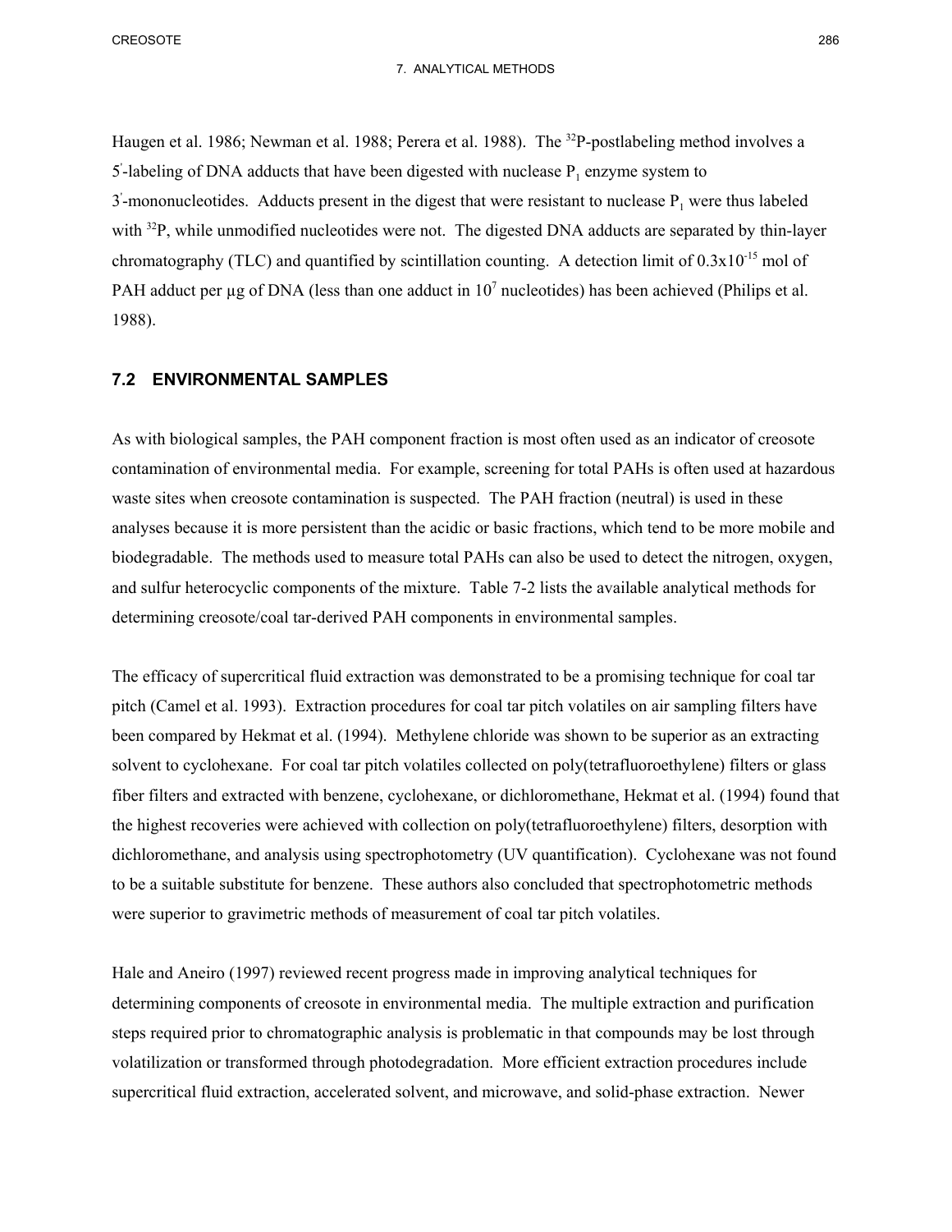Haugen et al. 1986; Newman et al. 1988; Perera et al. 1988). The $^{32}P$-postlabeling method involves a 5'-labeling of DNA adducts that have been digested with nuclease $P_1$ enzyme system to 3'-mononucleotides. Adducts present in the digest that were resistant to nuclease $P_1$ were thus labeled with $^{32}P$, while unmodified nucleotides were not. The digested DNA adducts are separated by thin-layer chromatography (TLC) and quantified by scintillation counting. A detection limit of $0.3 \times 10^{-15}$ mol of PAH adduct per µg of DNA (less than one adduct in $10^7$ nucleotides) has been achieved (Philips et al. 1988).

## 7.2 ENVIRONMENTAL SAMPLES

As with biological samples, the PAH component fraction is most often used as an indicator of creosote contamination of environmental media. For example, screening for total PAHs is often used at hazardous waste sites when creosote contamination is suspected. The PAH fraction (neutral) is used in these analyses because it is more persistent than the acidic or basic fractions, which tend to be more mobile and biodegradable. The methods used to measure total PAHs can also be used to detect the nitrogen, oxygen, and sulfur heterocyclic components of the mixture. Table 7-2 lists the available analytical methods for determining creosote/coal tar-derived PAH components in environmental samples.

The efficacy of supercritical fluid extraction was demonstrated to be a promising technique for coal tar pitch (Camel et al. 1993). Extraction procedures for coal tar pitch volatiles on air sampling filters have been compared by Hekmat et al. (1994). Methylene chloride was shown to be superior as an extracting solvent to cyclohexane. For coal tar pitch volatiles collected on poly(tetrafluoroethylene) filters or glass fiber filters and extracted with benzene, cyclohexane, or dichloromethane, Hekmat et al. (1994) found that the highest recoveries were achieved with collection on poly(tetrafluoroethylene) filters, desorption with dichloromethane, and analysis using spectrophotometry (UV quantification). Cyclohexane was not found to be a suitable substitute for benzene. These authors also concluded that spectrophotometric methods were superior to gravimetric methods of measurement of coal tar pitch volatiles.

Hale and Aneiro (1997) reviewed recent progress made in improving analytical techniques for determining components of creosote in environmental media. The multiple extraction and purification steps required prior to chromatographic analysis is problematic in that compounds may be lost through volatilization or transformed through photodegradation. More efficient extraction procedures include supercritical fluid extraction, accelerated solvent, and microwave, and solid-phase extraction. Newer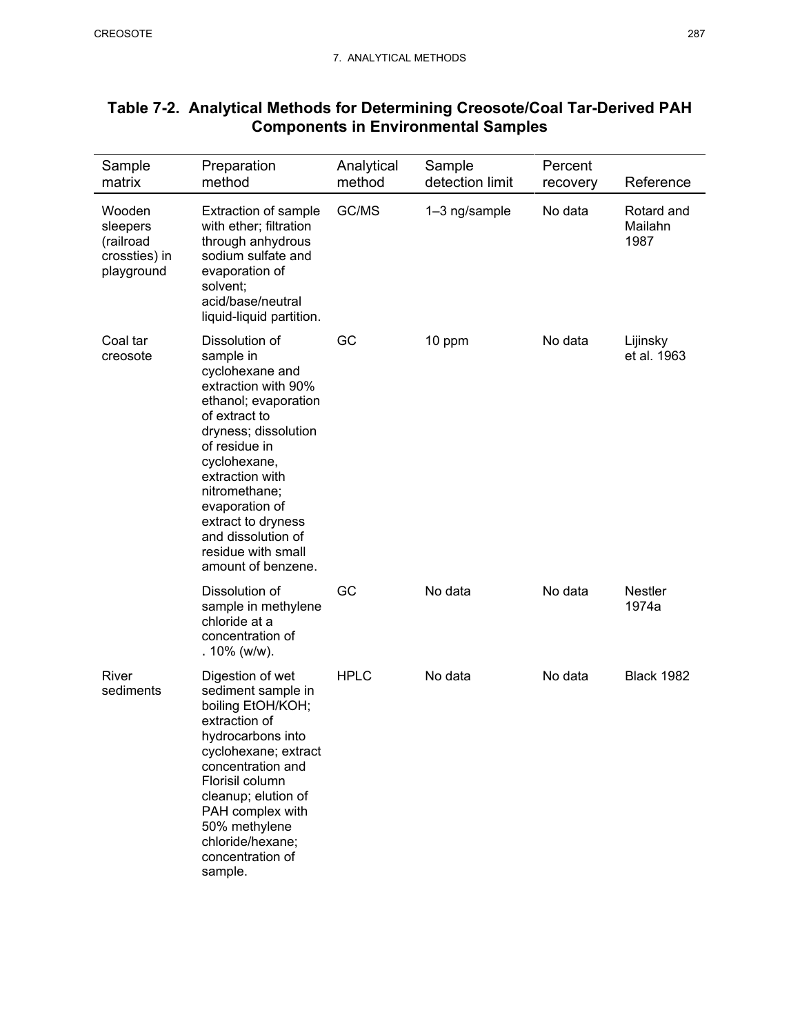## Table 7-2. Analytical Methods for Determining Creosote/Coal Tar-Derived PAH Components in Environmental Samples

| Sample matrix | Preparation method | Analytical method | Sample detection limit | Percent recovery | Reference |
|---|---|---|---|---|---|
| Wooden sleepers (railroad crossties) in playground | Extraction of sample with ether; filtration through anhydrous sodium sulfate and evaporation of solvent; acid/base/neutral liquid-liquid partition. | GC/MS | 1–3 ng/sample | No data | Rotard and Mailahn 1987 |
| Coal tar creosote | Dissolution of sample in cyclohexane and extraction with 90% ethanol; evaporation of extract to dryness; dissolution of residue in cyclohexane, extraction with nitromethane; evaporation of extract to dryness and dissolution of residue with small amount of benzene. | GC | 10 ppm | No data | Lijinsky et al. 1963 |
| | Dissolution of sample in methylene chloride at a concentration of . 10% (w/w). | GC | No data | No data | Nestler 1974a |
| River sediments | Digestion of wet sediment sample in boiling EtOH/KOH; extraction of hydrocarbons into cyclohexane; extract concentration and Florisil column cleanup; elution of PAH complex with 50% methylene chloride/hexane; concentration of sample. | HPLC | No data | No data | Black 1982 |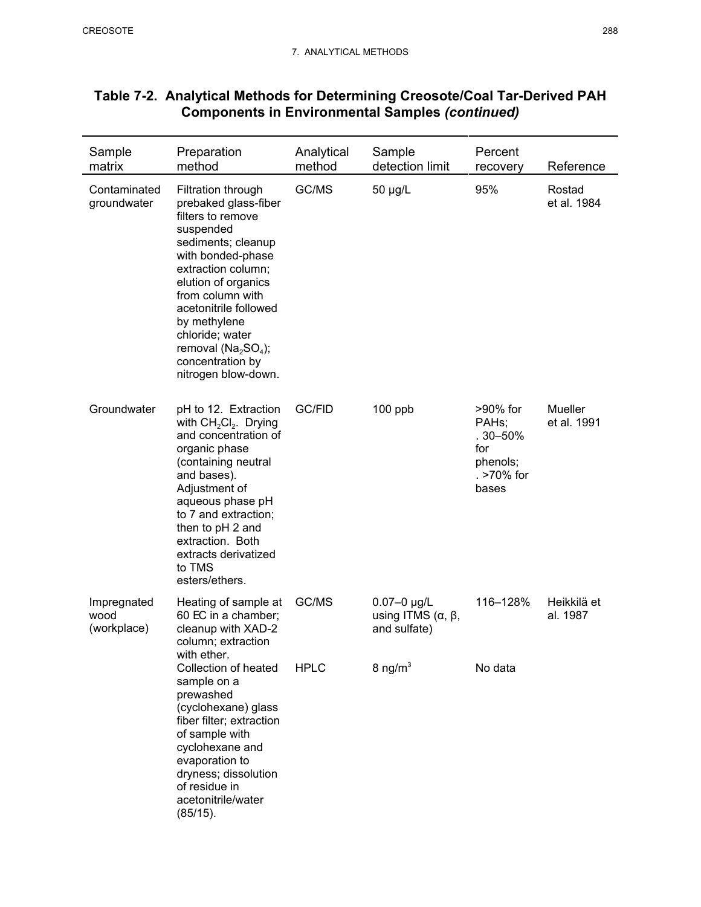## Table 7-2. Analytical Methods for Determining Creosote/Coal Tar-Derived PAH Components in Environmental Samples *(continued)*

| Sample matrix | Preparation method | Analytical method | Sample detection limit | Percent recovery | Reference |
|---|---|---|---|---|---|
| Contaminated groundwater | Filtration through prebaked glass-fiber filters to remove suspended sediments; cleanup with bonded-phase extraction column; elution of organics from column with acetonitrile followed by methylene chloride; water removal ($Na_2SO_4$); concentration by nitrogen blow-down. | GC/MS | 50 μg/L | 95% | Rostad et al. 1984 |
| Groundwater | pH to 12. Extraction with $CH_2Cl_2$. Drying and concentration of organic phase (containing neutral and bases). Adjustment of aqueous phase pH to 7 and extraction; then to pH 2 and extraction. Both extracts derivatized to TMS esters/ethers. | GC/FID | 100 ppb | >90% for PAHs; . 30–50% for phenols; . >70% for bases | Mueller et al. 1991 |
| Impregnated wood (workplace) | Heating of sample at 60 EC in a chamber; cleanup with XAD-2 column; extraction with ether. | GC/MS | 0.07–0 μg/L using ITMS (α, β, and sulfate) | 116–128% | Heikkilä et al. 1987 |
| | Collection of heated sample on a prewashed (cyclohexane) glass fiber filter; extraction of sample with cyclohexane and evaporation to dryness; dissolution of residue in acetonitrile/water (85/15). | HPLC | 8 ng/m$^3$ | No data | |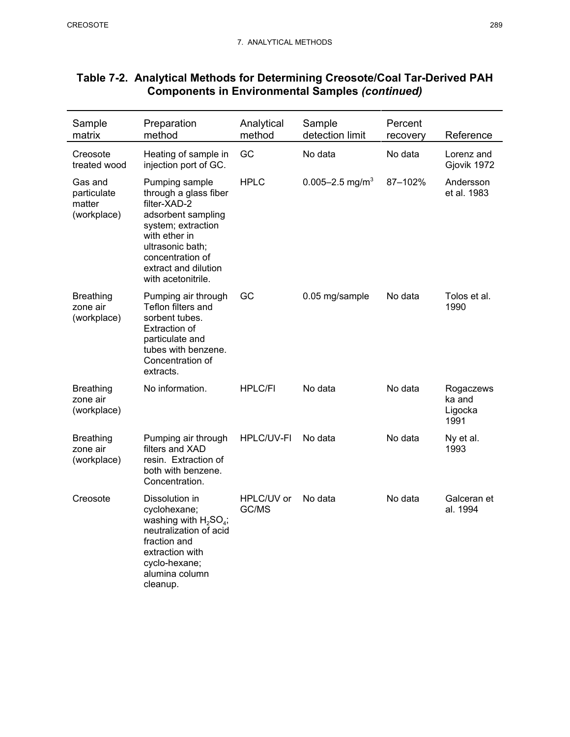## Table 7-2. Analytical Methods for Determining Creosote/Coal Tar-Derived PAH Components in Environmental Samples *(continued)*

| Sample matrix | Preparation method | Analytical method | Sample detection limit | Percent recovery | Reference |
|---|---|---|---|---|---|
| Creosote treated wood | Heating of sample in injection port of GC. | GC | No data | No data | Lorenz and Gjovik 1972 |
| Gas and particulate matter (workplace) | Pumping sample through a glass fiber filter-XAD-2 adsorbent sampling system; extraction with ether in ultrasonic bath; concentration of extract and dilution with acetonitrile. | HPLC | 0.005–2.5 mg/m$^3$ | 87–102% | Andersson et al. 1983 |
| Breathing zone air (workplace) | Pumping air through Teflon filters and sorbent tubes. Extraction of particulate and tubes with benzene. Concentration of extracts. | GC | 0.05 mg/sample | No data | Tolos et al. 1990 |
| Breathing zone air (workplace) | No information. | HPLC/FI | No data | No data | Rogaczewska and Ligocka 1991 |
| Breathing zone air (workplace) | Pumping air through filters and XAD resin. Extraction of both with benzene. Concentration. | HPLC/UV-FI | No data | No data | Ny et al. 1993 |
| Creosote | Dissolution in cyclohexane; washing with $H_2SO_4$; neutralization of acid fraction and extraction with cyclo-hexane; alumina column cleanup. | HPLC/UV or GC/MS | No data | No data | Galceran et al. 1994 |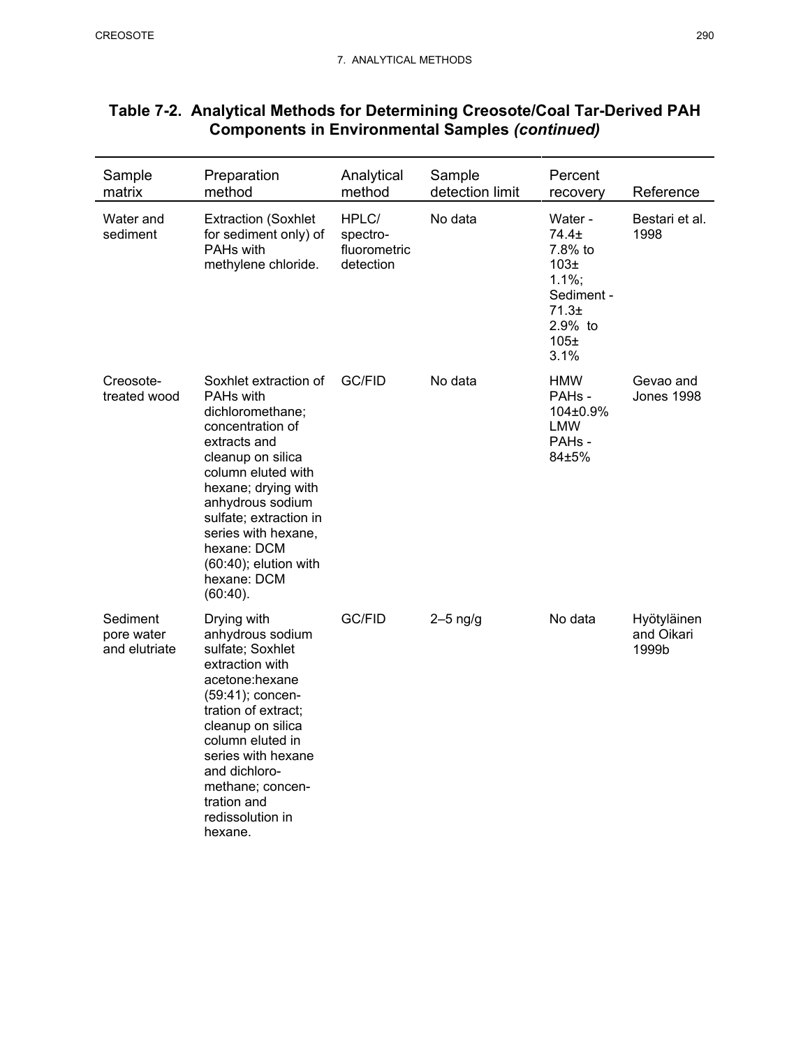## Table 7-2. Analytical Methods for Determining Creosote/Coal Tar-Derived PAH Components in Environmental Samples *(continued)*

| Sample matrix | Preparation method | Analytical method | Sample detection limit | Percent recovery | Reference |
|---|---|---|---|---|---|
| Water and sediment | Extraction (Soxhlet for sediment only) of PAHs with methylene chloride. | HPLC/ spectro-fluorometric detection | No data | Water - 74.4± 7.8% to 103± 1.1%; Sediment - 71.3± 2.9% to 105± 3.1% | Bestari et al. 1998 |
| Creosote-treated wood | Soxhlet extraction of PAHs with dichloromethane; concentration of extracts and cleanup on silica column eluted with hexane; drying with anhydrous sodium sulfate; extraction in series with hexane, hexane: DCM (60:40); elution with hexane: DCM (60:40). | GC/FID | No data | HMW PAHs - 104±0.9% LMW PAHs - 84±5% | Gevao and Jones 1998 |
| Sediment pore water and elutriate | Drying with anhydrous sodium sulfate; Soxhlet extraction with acetone:hexane (59:41); concentration of extract; cleanup on silica column eluted in series with hexane and dichloromethane; concentration and redissolution in hexane. | GC/FID | 2–5 ng/g | No data | Hyötyläinen and Oikari 1999b |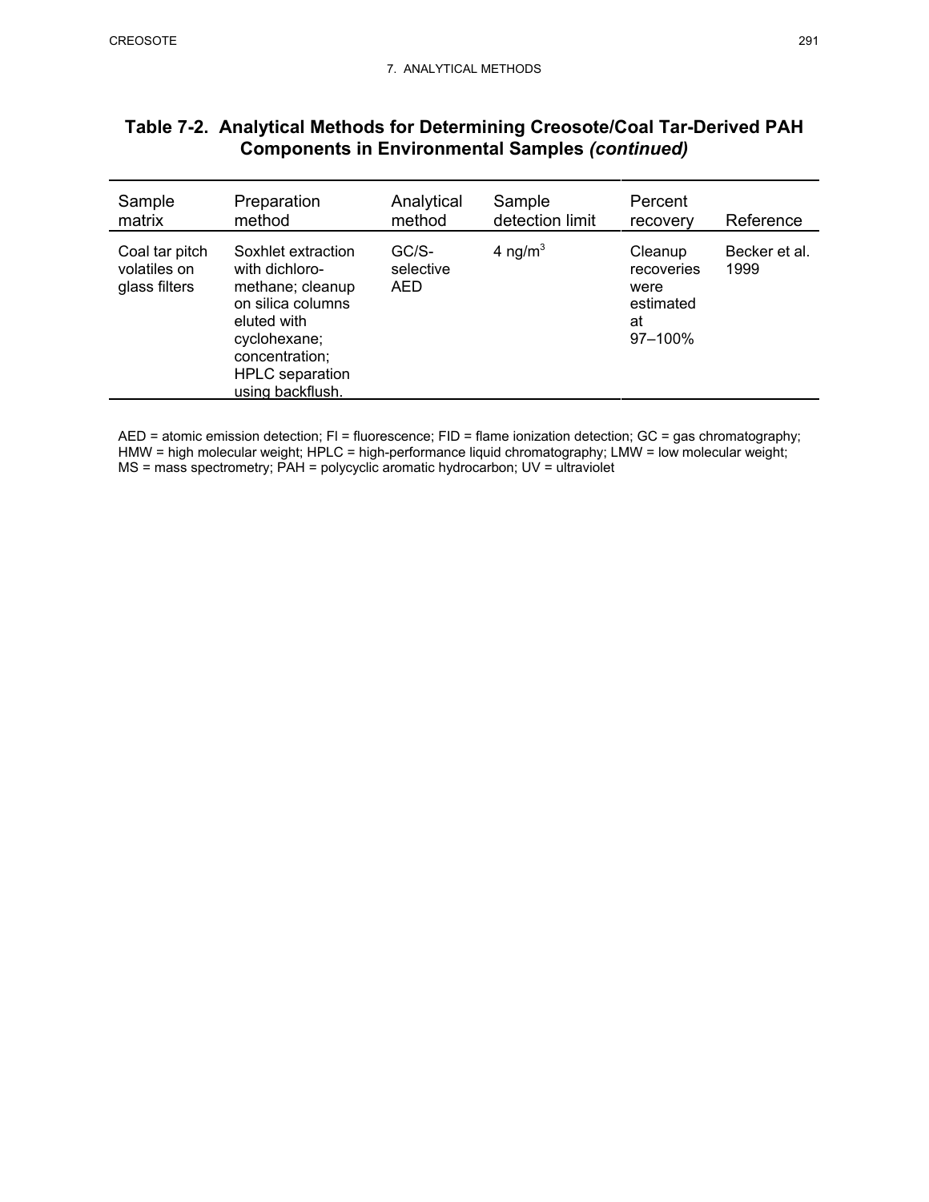**Table 7-2. Analytical Methods for Determining Creosote/Coal Tar-Derived PAH Components in Environmental Samples *(continued)***

| Sample matrix | Preparation method | Analytical method | Sample detection limit | Percent recovery | Reference |
|---|---|---|---|---|---|
| Coal tar pitch volatiles on glass filters | Soxhlet extraction with dichloro-methane; cleanup on silica columns eluted with cyclohexane; concentration; HPLC separation using backflush. | GC/S-selective AED | 4 ng/$m^3$ | Cleanup recoveries were estimated at 97–100% | Becker et al. 1999 |

AED = atomic emission detection; FI = fluorescence; FID = flame ionization detection; GC = gas chromatography; HMW = high molecular weight; HPLC = high-performance liquid chromatography; LMW = low molecular weight; MS = mass spectrometry; PAH = polycyclic aromatic hydrocarbon; UV = ultraviolet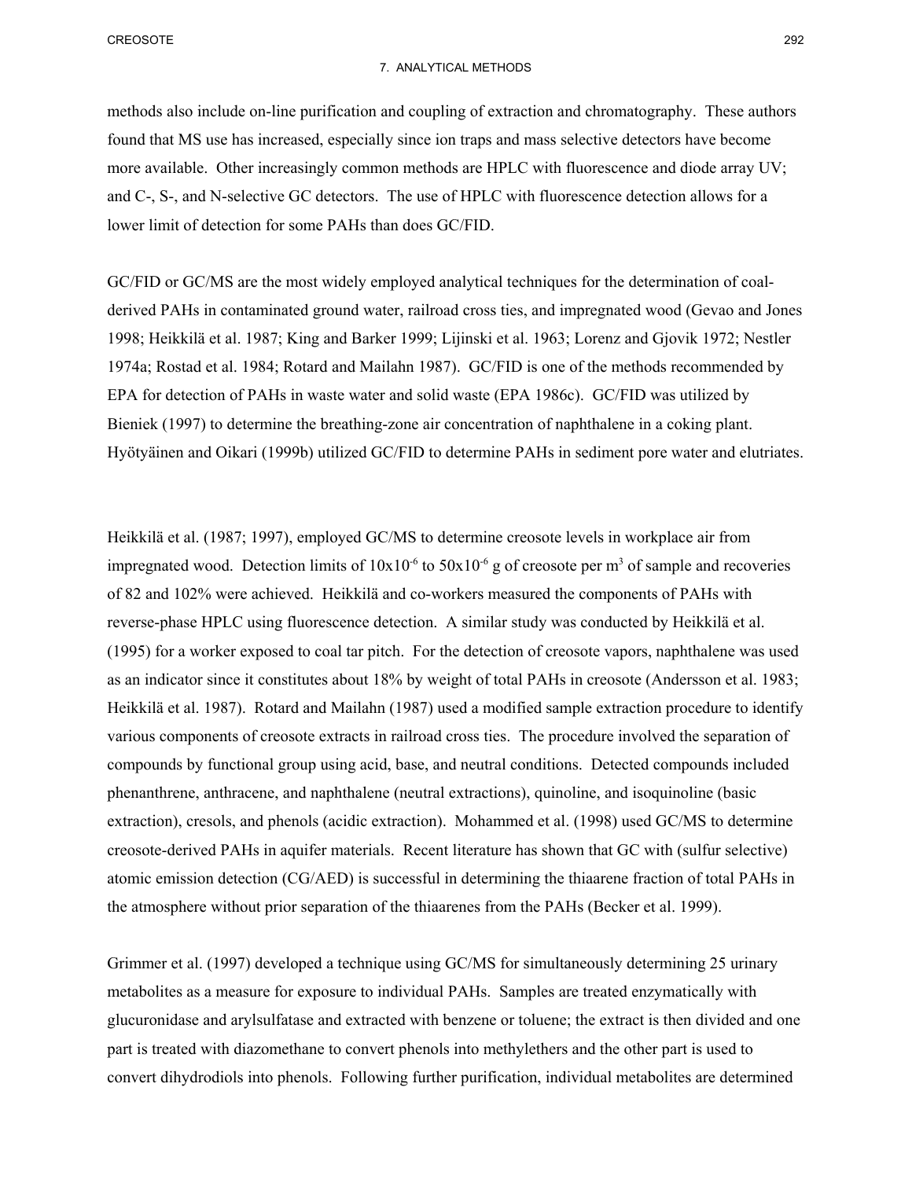methods also include on-line purification and coupling of extraction and chromatography. These authors found that MS use has increased, especially since ion traps and mass selective detectors have become more available. Other increasingly common methods are HPLC with fluorescence and diode array UV; and C-, S-, and N-selective GC detectors. The use of HPLC with fluorescence detection allows for a lower limit of detection for some PAHs than does GC/FID.

GC/FID or GC/MS are the most widely employed analytical techniques for the determination of coal-derived PAHs in contaminated ground water, railroad cross ties, and impregnated wood (Gevao and Jones 1998; Heikkilä et al. 1987; King and Barker 1999; Lijinski et al. 1963; Lorenz and Gjovik 1972; Nestler 1974a; Rostad et al. 1984; Rotard and Mailahn 1987). GC/FID is one of the methods recommended by EPA for detection of PAHs in waste water and solid waste (EPA 1986c). GC/FID was utilized by Bieniek (1997) to determine the breathing-zone air concentration of naphthalene in a coking plant. Hyötyäinen and Oikari (1999b) utilized GC/FID to determine PAHs in sediment pore water and elutriates.

Heikkilä et al. (1987; 1997), employed GC/MS to determine creosote levels in workplace air from impregnated wood. Detection limits of $10 \times 10^{-6}$ to $50 \times 10^{-6}$ g of creosote per $m^3$ of sample and recoveries of 82 and 102% were achieved. Heikkilä and co-workers measured the components of PAHs with reverse-phase HPLC using fluorescence detection. A similar study was conducted by Heikkilä et al. (1995) for a worker exposed to coal tar pitch. For the detection of creosote vapors, naphthalene was used as an indicator since it constitutes about 18% by weight of total PAHs in creosote (Andersson et al. 1983; Heikkilä et al. 1987). Rotard and Mailahn (1987) used a modified sample extraction procedure to identify various components of creosote extracts in railroad cross ties. The procedure involved the separation of compounds by functional group using acid, base, and neutral conditions. Detected compounds included phenanthrene, anthracene, and naphthalene (neutral extractions), quinoline, and isoquinoline (basic extraction), cresols, and phenols (acidic extraction). Mohammed et al. (1998) used GC/MS to determine creosote-derived PAHs in aquifer materials. Recent literature has shown that GC with (sulfur selective) atomic emission detection (CG/AED) is successful in determining the thiaarene fraction of total PAHs in the atmosphere without prior separation of the thiaarenes from the PAHs (Becker et al. 1999).

Grimmer et al. (1997) developed a technique using GC/MS for simultaneously determining 25 urinary metabolites as a measure for exposure to individual PAHs. Samples are treated enzymatically with glucuronidase and arylsulfatase and extracted with benzene or toluene; the extract is then divided and one part is treated with diazomethane to convert phenols into methylethers and the other part is used to convert dihydrodiols into phenols. Following further purification, individual metabolites are determined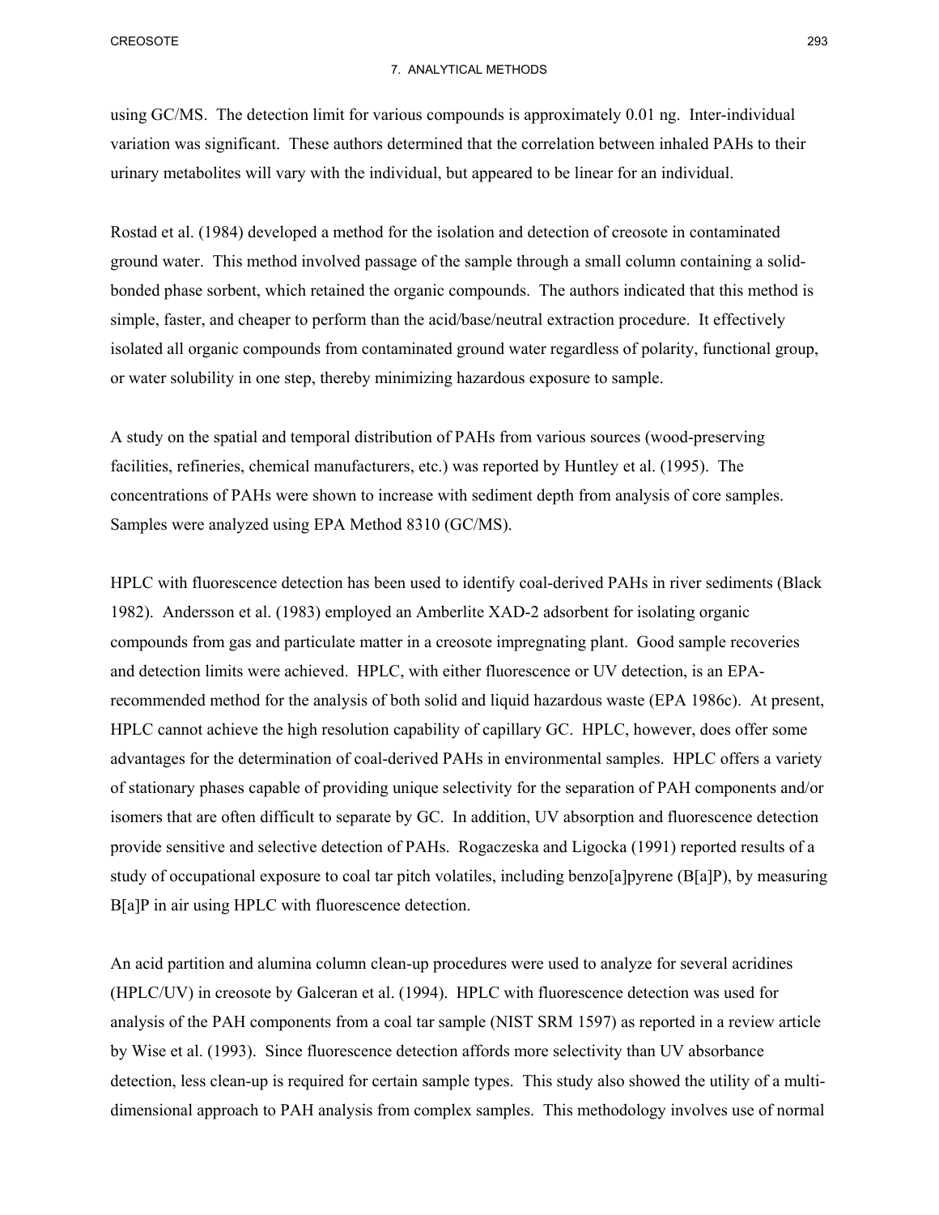using GC/MS. The detection limit for various compounds is approximately 0.01 ng. Inter-individual variation was significant. These authors determined that the correlation between inhaled PAHs to their urinary metabolites will vary with the individual, but appeared to be linear for an individual.

Rostad et al. (1984) developed a method for the isolation and detection of creosote in contaminated ground water. This method involved passage of the sample through a small column containing a solid-bonded phase sorbent, which retained the organic compounds. The authors indicated that this method is simple, faster, and cheaper to perform than the acid/base/neutral extraction procedure. It effectively isolated all organic compounds from contaminated ground water regardless of polarity, functional group, or water solubility in one step, thereby minimizing hazardous exposure to sample.

A study on the spatial and temporal distribution of PAHs from various sources (wood-preserving facilities, refineries, chemical manufacturers, etc.) was reported by Huntley et al. (1995). The concentrations of PAHs were shown to increase with sediment depth from analysis of core samples. Samples were analyzed using EPA Method 8310 (GC/MS).

HPLC with fluorescence detection has been used to identify coal-derived PAHs in river sediments (Black 1982). Andersson et al. (1983) employed an Amberlite XAD-2 adsorbent for isolating organic compounds from gas and particulate matter in a creosote impregnating plant. Good sample recoveries and detection limits were achieved. HPLC, with either fluorescence or UV detection, is an EPA-recommended method for the analysis of both solid and liquid hazardous waste (EPA 1986c). At present, HPLC cannot achieve the high resolution capability of capillary GC. HPLC, however, does offer some advantages for the determination of coal-derived PAHs in environmental samples. HPLC offers a variety of stationary phases capable of providing unique selectivity for the separation of PAH components and/or isomers that are often difficult to separate by GC. In addition, UV absorption and fluorescence detection provide sensitive and selective detection of PAHs. Rogaczeska and Ligocka (1991) reported results of a study of occupational exposure to coal tar pitch volatiles, including benzo[a]pyrene (B[a]P), by measuring B[a]P in air using HPLC with fluorescence detection.

An acid partition and alumina column clean-up procedures were used to analyze for several acridines (HPLC/UV) in creosote by Galceran et al. (1994). HPLC with fluorescence detection was used for analysis of the PAH components from a coal tar sample (NIST SRM 1597) as reported in a review article by Wise et al. (1993). Since fluorescence detection affords more selectivity than UV absorbance detection, less clean-up is required for certain sample types. This study also showed the utility of a multi-dimensional approach to PAH analysis from complex samples. This methodology involves use of normal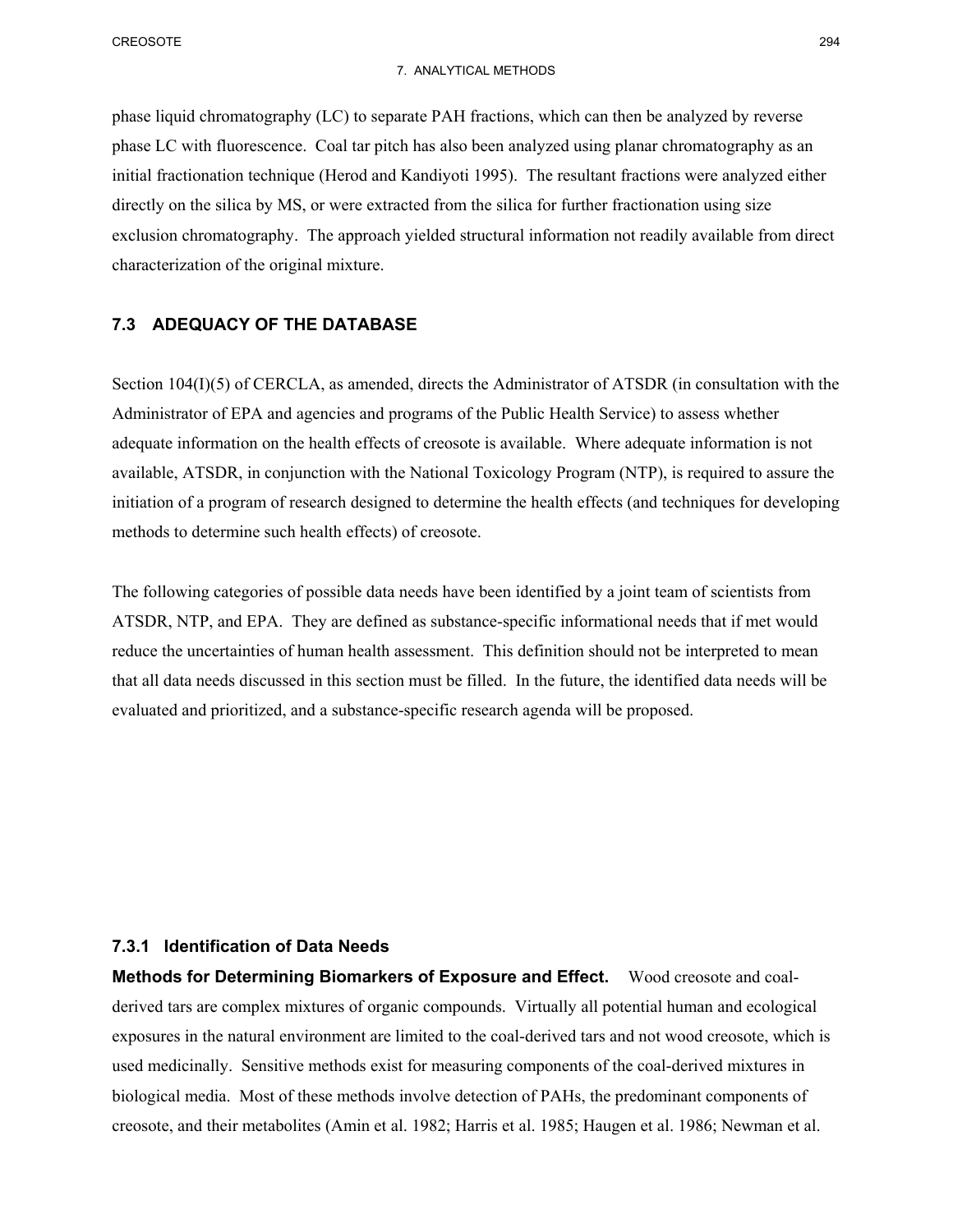phase liquid chromatography (LC) to separate PAH fractions, which can then be analyzed by reverse phase LC with fluorescence. Coal tar pitch has also been analyzed using planar chromatography as an initial fractionation technique (Herod and Kandiyoti 1995). The resultant fractions were analyzed either directly on the silica by MS, or were extracted from the silica for further fractionation using size exclusion chromatography. The approach yielded structural information not readily available from direct characterization of the original mixture.

## 7.3 ADEQUACY OF THE DATABASE

Section 104(I)(5) of CERCLA, as amended, directs the Administrator of ATSDR (in consultation with the Administrator of EPA and agencies and programs of the Public Health Service) to assess whether adequate information on the health effects of creosote is available. Where adequate information is not available, ATSDR, in conjunction with the National Toxicology Program (NTP), is required to assure the initiation of a program of research designed to determine the health effects (and techniques for developing methods to determine such health effects) of creosote.

The following categories of possible data needs have been identified by a joint team of scientists from ATSDR, NTP, and EPA. They are defined as substance-specific informational needs that if met would reduce the uncertainties of human health assessment. This definition should not be interpreted to mean that all data needs discussed in this section must be filled. In the future, the identified data needs will be evaluated and prioritized, and a substance-specific research agenda will be proposed.

### 7.3.1 Identification of Data Needs

**Methods for Determining Biomarkers of Exposure and Effect.** Wood creosote and coal-derived tars are complex mixtures of organic compounds. Virtually all potential human and ecological exposures in the natural environment are limited to the coal-derived tars and not wood creosote, which is used medicinally. Sensitive methods exist for measuring components of the coal-derived mixtures in biological media. Most of these methods involve detection of PAHs, the predominant components of creosote, and their metabolites (Amin et al. 1982; Harris et al. 1985; Haugen et al. 1986; Newman et al.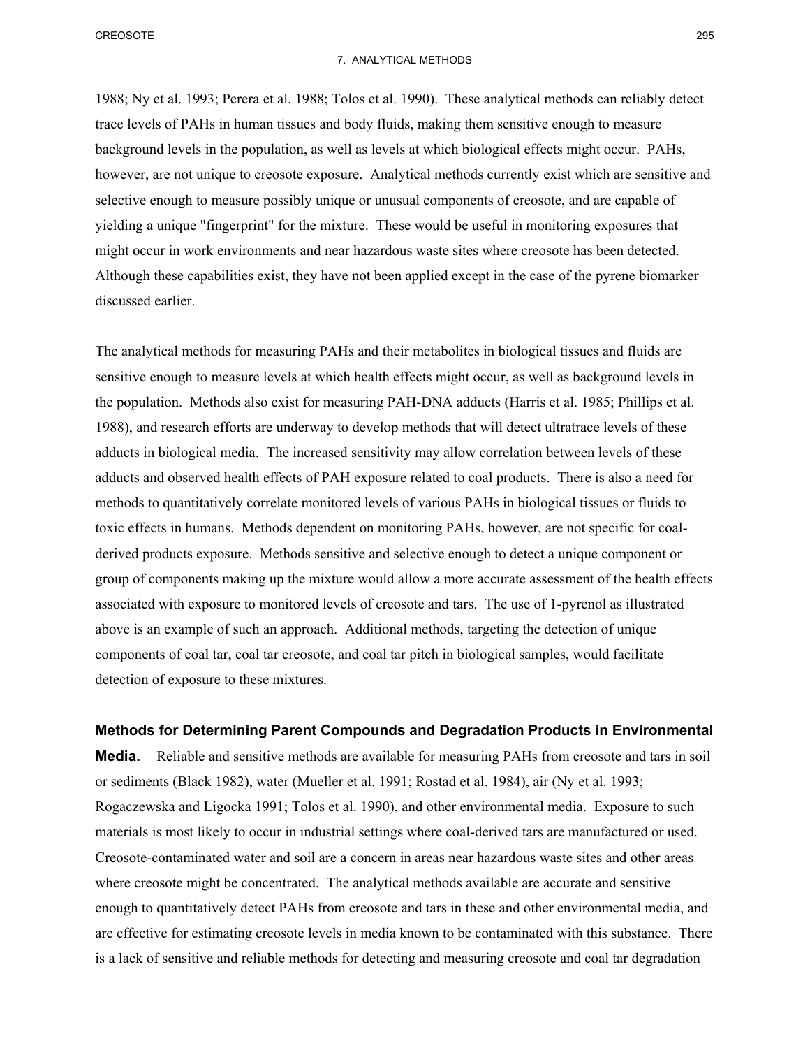1988; Ny et al. 1993; Perera et al. 1988; Tolos et al. 1990). These analytical methods can reliably detect trace levels of PAHs in human tissues and body fluids, making them sensitive enough to measure background levels in the population, as well as levels at which biological effects might occur. PAHs, however, are not unique to creosote exposure. Analytical methods currently exist which are sensitive and selective enough to measure possibly unique or unusual components of creosote, and are capable of yielding a unique "fingerprint" for the mixture. These would be useful in monitoring exposures that might occur in work environments and near hazardous waste sites where creosote has been detected. Although these capabilities exist, they have not been applied except in the case of the pyrene biomarker discussed earlier.

The analytical methods for measuring PAHs and their metabolites in biological tissues and fluids are sensitive enough to measure levels at which health effects might occur, as well as background levels in the population. Methods also exist for measuring PAH-DNA adducts (Harris et al. 1985; Phillips et al. 1988), and research efforts are underway to develop methods that will detect ultratrace levels of these adducts in biological media. The increased sensitivity may allow correlation between levels of these adducts and observed health effects of PAH exposure related to coal products. There is also a need for methods to quantitatively correlate monitored levels of various PAHs in biological tissues or fluids to toxic effects in humans. Methods dependent on monitoring PAHs, however, are not specific for coal-derived products exposure. Methods sensitive and selective enough to detect a unique component or group of components making up the mixture would allow a more accurate assessment of the health effects associated with exposure to monitored levels of creosote and tars. The use of 1-pyrenol as illustrated above is an example of such an approach. Additional methods, targeting the detection of unique components of coal tar, coal tar creosote, and coal tar pitch in biological samples, would facilitate detection of exposure to these mixtures.

**Methods for Determining Parent Compounds and Degradation Products in Environmental Media.** Reliable and sensitive methods are available for measuring PAHs from creosote and tars in soil or sediments (Black 1982), water (Mueller et al. 1991; Rostad et al. 1984), air (Ny et al. 1993; Rogaczewska and Ligocka 1991; Tolos et al. 1990), and other environmental media. Exposure to such materials is most likely to occur in industrial settings where coal-derived tars are manufactured or used. Creosote-contaminated water and soil are a concern in areas near hazardous waste sites and other areas where creosote might be concentrated. The analytical methods available are accurate and sensitive enough to quantitatively detect PAHs from creosote and tars in these and other environmental media, and are effective for estimating creosote levels in media known to be contaminated with this substance. There is a lack of sensitive and reliable methods for detecting and measuring creosote and coal tar degradation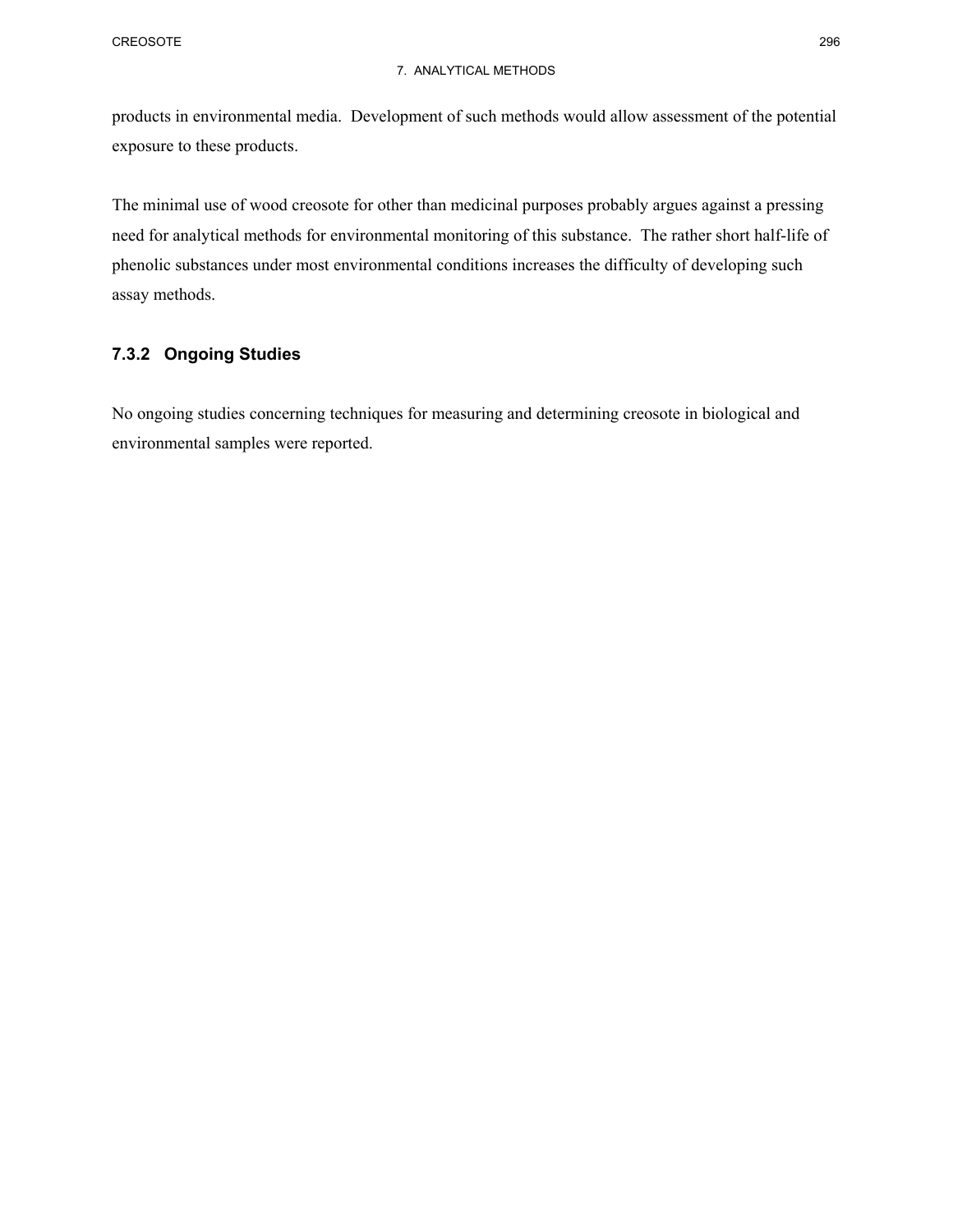products in environmental media. Development of such methods would allow assessment of the potential exposure to these products.

The minimal use of wood creosote for other than medicinal purposes probably argues against a pressing need for analytical methods for environmental monitoring of this substance. The rather short half-life of phenolic substances under most environmental conditions increases the difficulty of developing such assay methods.

### 7.3.2 Ongoing Studies

No ongoing studies concerning techniques for measuring and determining creosote in biological and environmental samples were reported.